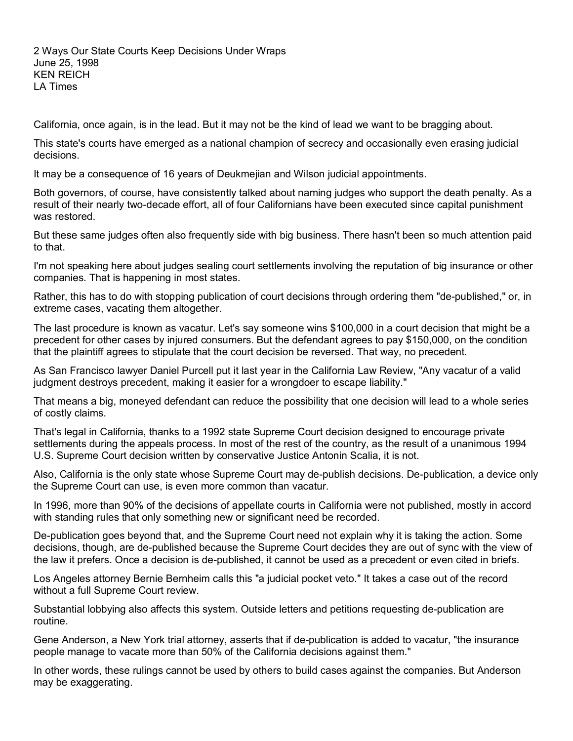2 Ways Our State Courts Keep Decisions Under Wraps
June 25, 1998
KEN REICH
LA Times

California, once again, is in the lead. But it may not be the kind of lead we want to be bragging about.

This state's courts have emerged as a national champion of secrecy and occasionally even erasing judicial decisions.

It may be a consequence of 16 years of Deukmejian and Wilson judicial appointments.

Both governors, of course, have consistently talked about naming judges who support the death penalty. As a result of their nearly two-decade effort, all of four Californians have been executed since capital punishment was restored.

But these same judges often also frequently side with big business. There hasn't been so much attention paid to that.

I'm not speaking here about judges sealing court settlements involving the reputation of big insurance or other companies. That is happening in most states.

Rather, this has to do with stopping publication of court decisions through ordering them "de-published," or, in extreme cases, vacating them altogether.

The last procedure is known as vacatur. Let's say someone wins $100,000 in a court decision that might be a precedent for other cases by injured consumers. But the defendant agrees to pay $150,000, on the condition that the plaintiff agrees to stipulate that the court decision be reversed. That way, no precedent.

As San Francisco lawyer Daniel Purcell put it last year in the California Law Review, "Any vacatur of a valid judgment destroys precedent, making it easier for a wrongdoer to escape liability."

That means a big, moneyed defendant can reduce the possibility that one decision will lead to a whole series of costly claims.

That's legal in California, thanks to a 1992 state Supreme Court decision designed to encourage private settlements during the appeals process. In most of the rest of the country, as the result of a unanimous 1994 U.S. Supreme Court decision written by conservative Justice Antonin Scalia, it is not.

Also, California is the only state whose Supreme Court may de-publish decisions. De-publication, a device only the Supreme Court can use, is even more common than vacatur.

In 1996, more than 90% of the decisions of appellate courts in California were not published, mostly in accord with standing rules that only something new or significant need be recorded.

De-publication goes beyond that, and the Supreme Court need not explain why it is taking the action. Some decisions, though, are de-published because the Supreme Court decides they are out of sync with the view of the law it prefers. Once a decision is de-published, it cannot be used as a precedent or even cited in briefs.

Los Angeles attorney Bernie Bernheim calls this "a judicial pocket veto." It takes a case out of the record without a full Supreme Court review.

Substantial lobbying also affects this system. Outside letters and petitions requesting de-publication are routine.

Gene Anderson, a New York trial attorney, asserts that if de-publication is added to vacatur, "the insurance people manage to vacate more than 50% of the California decisions against them."

In other words, these rulings cannot be used by others to build cases against the companies. But Anderson may be exaggerating.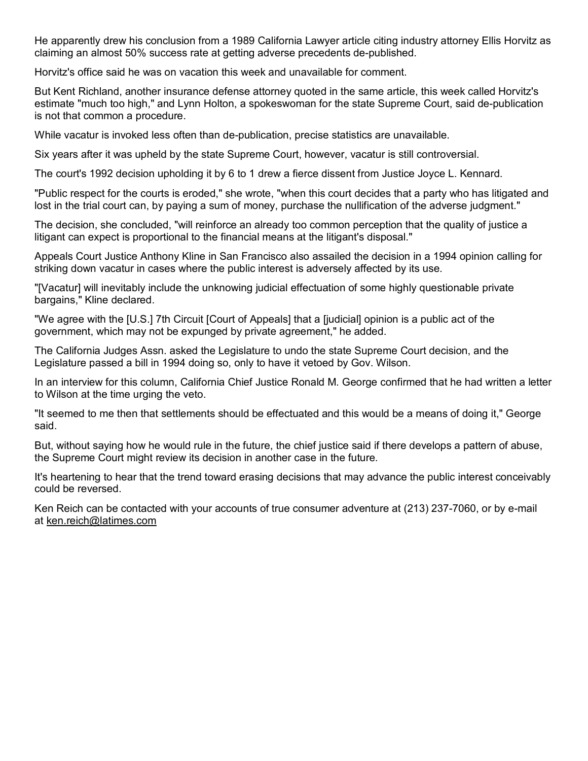He apparently drew his conclusion from a 1989 California Lawyer article citing industry attorney Ellis Horvitz as claiming an almost 50% success rate at getting adverse precedents de-published.

Horvitz's office said he was on vacation this week and unavailable for comment.

But Kent Richland, another insurance defense attorney quoted in the same article, this week called Horvitz's estimate "much too high," and Lynn Holton, a spokeswoman for the state Supreme Court, said de-publication is not that common a procedure.

While vacatur is invoked less often than de-publication, precise statistics are unavailable.

Six years after it was upheld by the state Supreme Court, however, vacatur is still controversial.

The court's 1992 decision upholding it by 6 to 1 drew a fierce dissent from Justice Joyce L. Kennard.

"Public respect for the courts is eroded," she wrote, "when this court decides that a party who has litigated and lost in the trial court can, by paying a sum of money, purchase the nullification of the adverse judgment."

The decision, she concluded, "will reinforce an already too common perception that the quality of justice a litigant can expect is proportional to the financial means at the litigant's disposal."

Appeals Court Justice Anthony Kline in San Francisco also assailed the decision in a 1994 opinion calling for striking down vacatur in cases where the public interest is adversely affected by its use.

"[Vacatur] will inevitably include the unknowing judicial effectuation of some highly questionable private bargains," Kline declared.

"We agree with the [U.S.] 7th Circuit [Court of Appeals] that a [judicial] opinion is a public act of the government, which may not be expunged by private agreement," he added.

The California Judges Assn. asked the Legislature to undo the state Supreme Court decision, and the Legislature passed a bill in 1994 doing so, only to have it vetoed by Gov. Wilson.

In an interview for this column, California Chief Justice Ronald M. George confirmed that he had written a letter to Wilson at the time urging the veto.

"It seemed to me then that settlements should be effectuated and this would be a means of doing it," George said.

But, without saying how he would rule in the future, the chief justice said if there develops a pattern of abuse, the Supreme Court might review its decision in another case in the future.

It's heartening to hear that the trend toward erasing decisions that may advance the public interest conceivably could be reversed.

Ken Reich can be contacted with your accounts of true consumer adventure at (213) 237-7060, or by e-mail at ken.reich@latimes.com